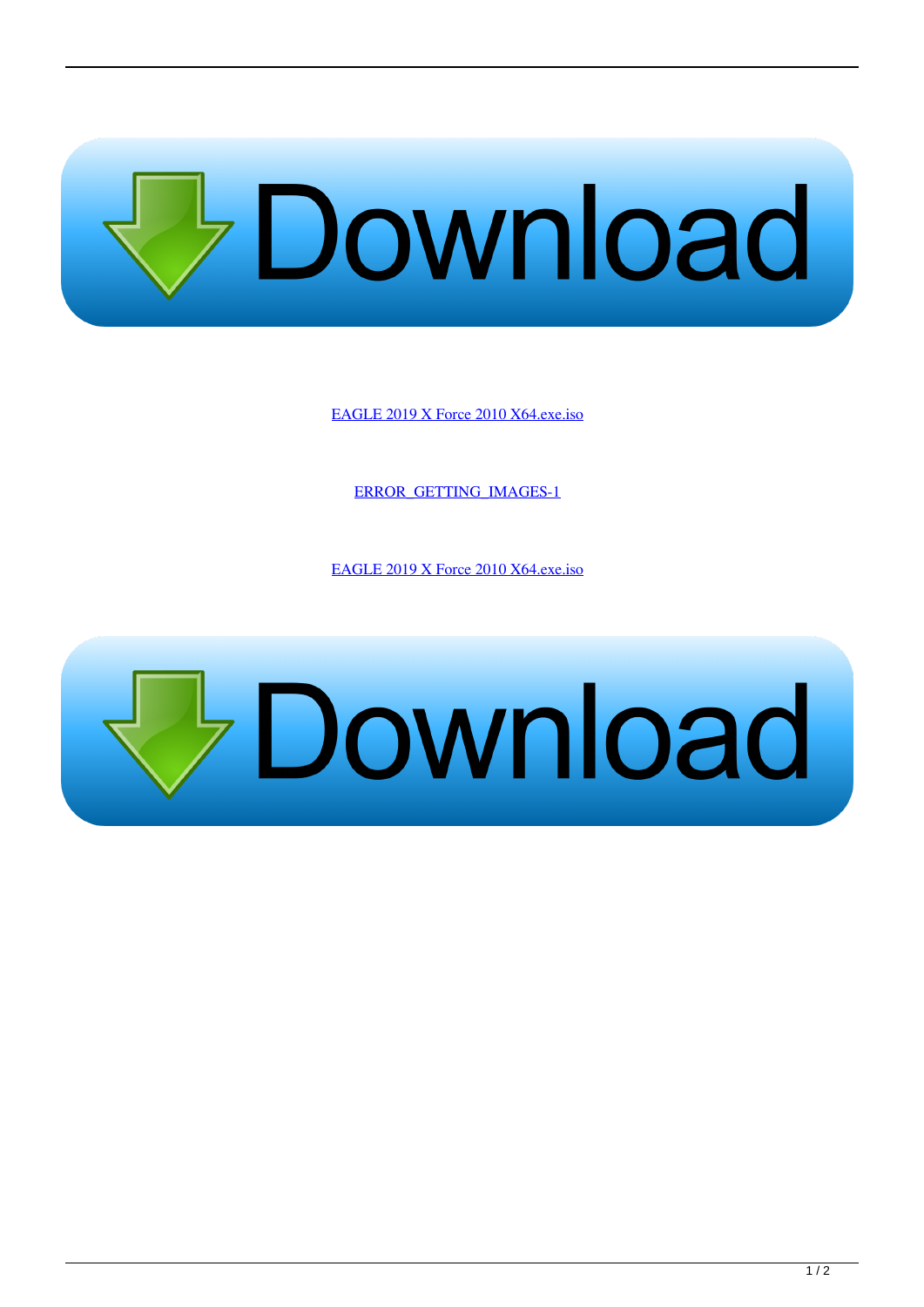EAGLE 2019 X Force 2010 X64.exe.iso

ERROR_GETTING_IMAGES-1

EAGLE 2019 X Force 2010 X64.exe.iso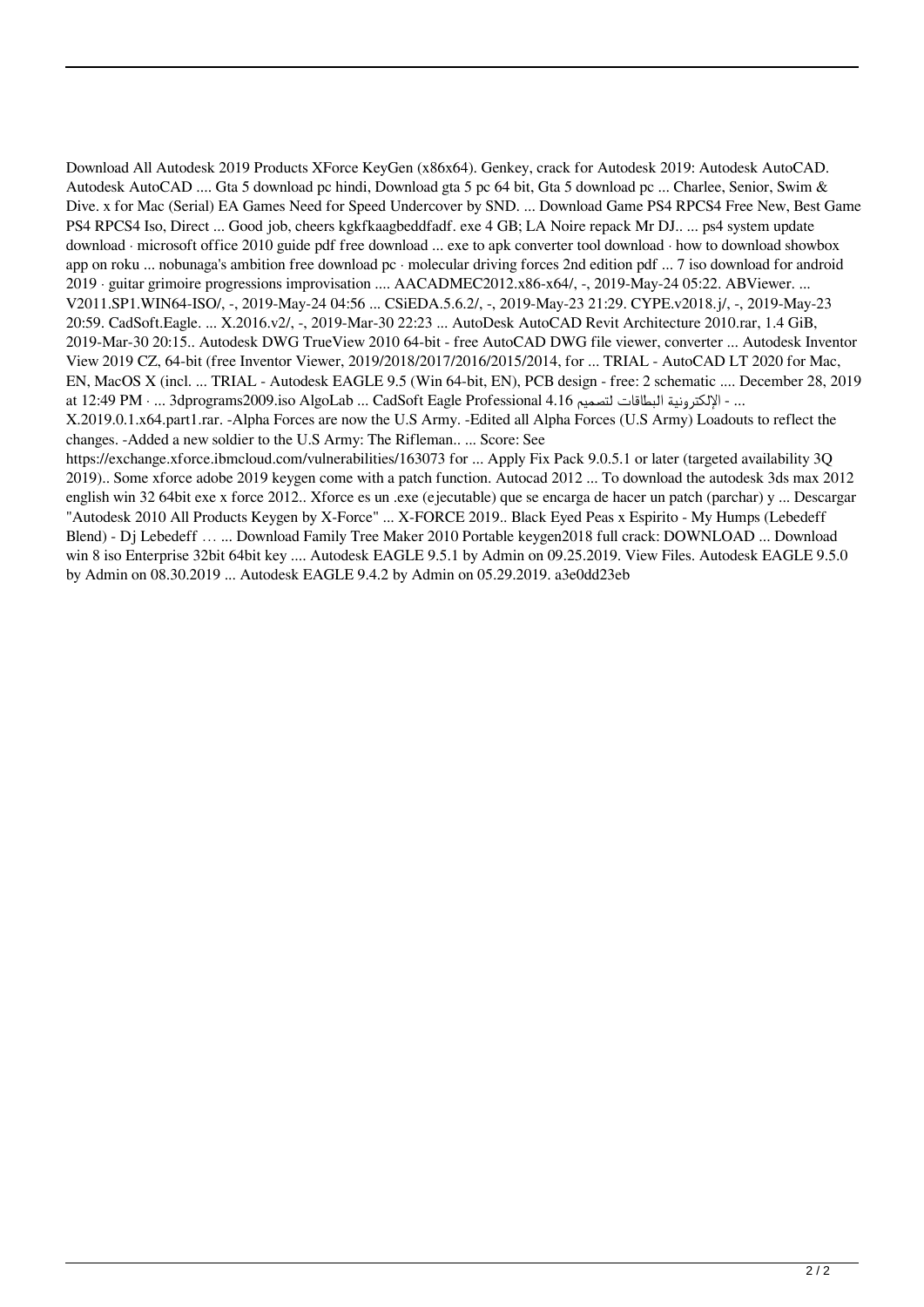Download All Autodesk 2019 Products XForce KeyGen (x86x64). Genkey, crack for Autodesk 2019: Autodesk AutoCAD. Autodesk AutoCAD .... Gta 5 download pc hindi, Download gta 5 pc 64 bit, Gta 5 download pc ... Charlee, Senior, Swim & Dive. x for Mac (Serial) EA Games Need for Speed Undercover by SND. ... Download Game PS4 RPCS4 Free New, Best Game PS4 RPCS4 Iso, Direct ... Good job, cheers kgkfkaagbeddfadf. exe 4 GB; LA Noire repack Mr DJ.. ... ps4 system update download · microsoft office 2010 guide pdf free download ... exe to apk converter tool download · how to download showbox app on roku ... nobunaga's ambition free download pc · molecular driving forces 2nd edition pdf ... 7 iso download for android 2019 · guitar grimoire progressions improvisation .... AACADMEC2012.x86-x64/, -, 2019-May-24 05:22. ABViewer. ... V2011.SP1.WIN64-ISO/, -, 2019-May-24 04:56 ... CSiEDA.5.6.2/, -, 2019-May-23 21:29. CYPE.v2018.j/, -, 2019-May-23 20:59. CadSoft.Eagle. ... X.2016.v2/, -, 2019-Mar-30 22:23 ... AutoDesk AutoCAD Revit Architecture 2010.rar, 1.4 GiB, 2019-Mar-30 20:15.. Autodesk DWG TrueView 2010 64-bit - free AutoCAD DWG file viewer, converter ... Autodesk Inventor View 2019 CZ, 64-bit (free Inventor Viewer, 2019/2018/2017/2016/2015/2014, for ... TRIAL - AutoCAD LT 2020 for Mac, EN, MacOS X (incl. ... TRIAL - Autodesk EAGLE 9.5 (Win 64-bit, EN), PCB design - free: 2 schematic .... December 28, 2019 at 12:49 PM · ... 3dprograms2009.iso AlgoLab ... CadSoft Eagle Professional 4.16 لتصميم البطاقات الإلكترونية - ... X.2019.0.1.x64.part1.rar. -Alpha Forces are now the U.S Army. -Edited all Alpha Forces (U.S Army) Loadouts to reflect the changes. -Added a new soldier to the U.S Army: The Rifleman.. ... Score: See https://exchange.xforce.ibmcloud.com/vulnerabilities/163073 for ... Apply Fix Pack 9.0.5.1 or later (targeted availability 3Q 2019).. Some xforce adobe 2019 keygen come with a patch function. Autocad 2012 ... To download the autodesk 3ds max 2012 english win 32 64bit exe x force 2012.. Xforce es un .exe (ejecutable) que se encarga de hacer un patch (parchar) y ... Descargar "Autodesk 2010 All Products Keygen by X-Force" ... X-FORCE 2019.. Black Eyed Peas x Espirito - My Humps (Lebedeff Blend) - Dj Lebedeff … ... Download Family Tree Maker 2010 Portable keygen2018 full crack: DOWNLOAD ... Download win 8 iso Enterprise 32bit 64bit key .... Autodesk EAGLE 9.5.1 by Admin on 09.25.2019. View Files. Autodesk EAGLE 9.5.0 by Admin on 08.30.2019 ... Autodesk EAGLE 9.4.2 by Admin on 05.29.2019. a3e0dd23eb